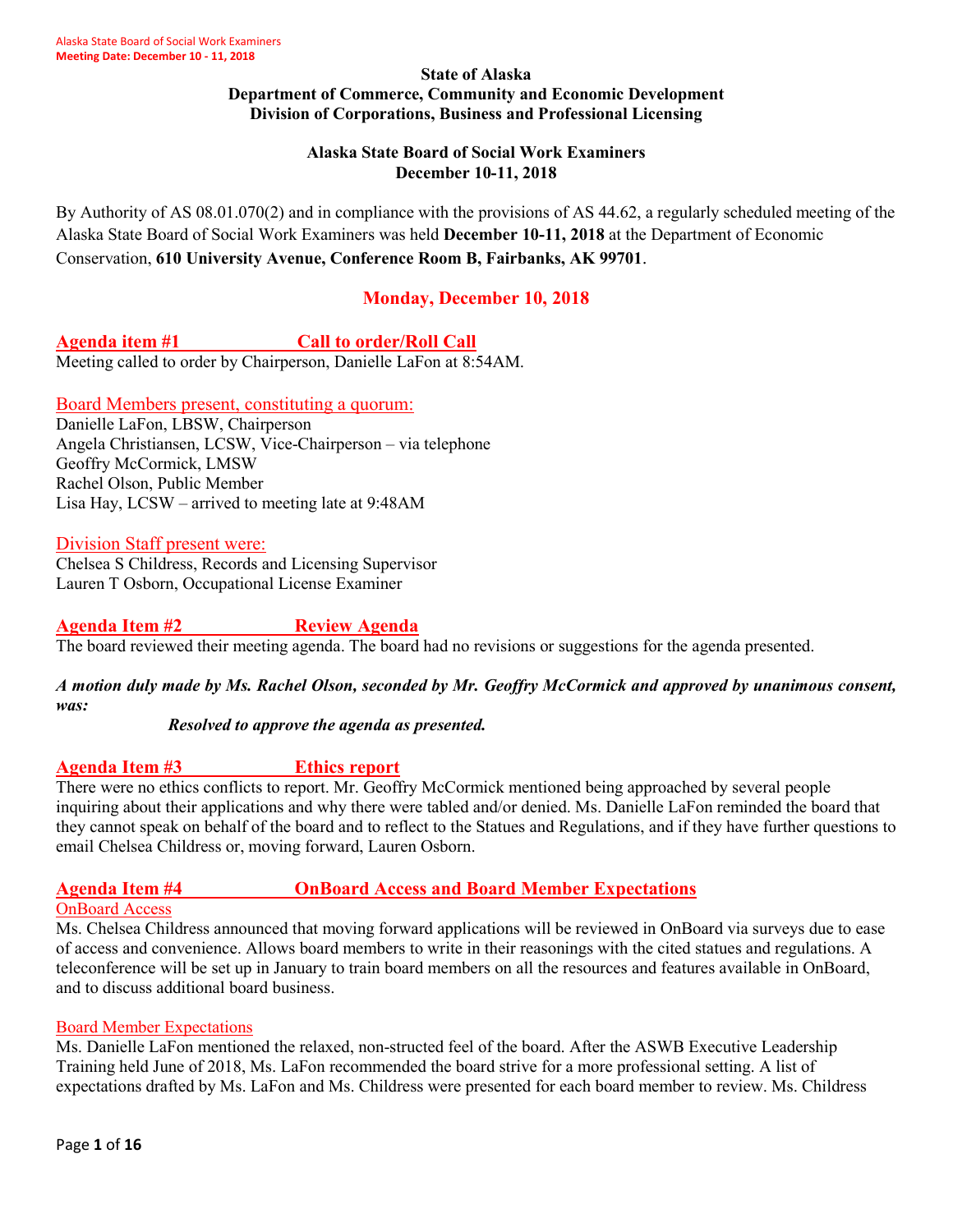**State of Alaska**
**Department of Commerce, Community and Economic Development**
**Division of Corporations, Business and Professional Licensing**

**Alaska State Board of Social Work Examiners**
**December 10-11, 2018**

By Authority of AS 08.01.070(2) and in compliance with the provisions of AS 44.62, a regularly scheduled meeting of the Alaska State Board of Social Work Examiners was held **December 10-11, 2018** at the Department of Economic Conservation, **610 University Avenue, Conference Room B, Fairbanks, AK 99701**.

## Monday, December 10, 2018

### Agenda item #1 Call to order/Roll Call

Meeting called to order by Chairperson, Danielle LaFon at 8:54AM.

Board Members present, constituting a quorum:

Danielle LaFon, LBSW, Chairperson
Angela Christiansen, LCSW, Vice-Chairperson – via telephone
Geoffry McCormick, LMSW
Rachel Olson, Public Member
Lisa Hay, LCSW – arrived to meeting late at 9:48AM

Division Staff present were:

Chelsea S Childress, Records and Licensing Supervisor
Lauren T Osborn, Occupational License Examiner

### Agenda Item #2 Review Agenda

The board reviewed their meeting agenda. The board had no revisions or suggestions for the agenda presented.

***A motion duly made by Ms. Rachel Olson, seconded by Mr. Geoffry McCormick and approved by unanimous consent, was:***

***Resolved to approve the agenda as presented.***

### Agenda Item #3 Ethics report

There were no ethics conflicts to report. Mr. Geoffry McCormick mentioned being approached by several people inquiring about their applications and why there were tabled and/or denied. Ms. Danielle LaFon reminded the board that they cannot speak on behalf of the board and to reflect to the Statues and Regulations, and if they have further questions to email Chelsea Childress or, moving forward, Lauren Osborn.

### Agenda Item #4 OnBoard Access and Board Member Expectations

OnBoard Access

Ms. Chelsea Childress announced that moving forward applications will be reviewed in OnBoard via surveys due to ease of access and convenience. Allows board members to write in their reasonings with the cited statues and regulations. A teleconference will be set up in January to train board members on all the resources and features available in OnBoard, and to discuss additional board business.

Board Member Expectations

Ms. Danielle LaFon mentioned the relaxed, non-structed feel of the board. After the ASWB Executive Leadership Training held June of 2018, Ms. LaFon recommended the board strive for a more professional setting. A list of expectations drafted by Ms. LaFon and Ms. Childress were presented for each board member to review. Ms. Childress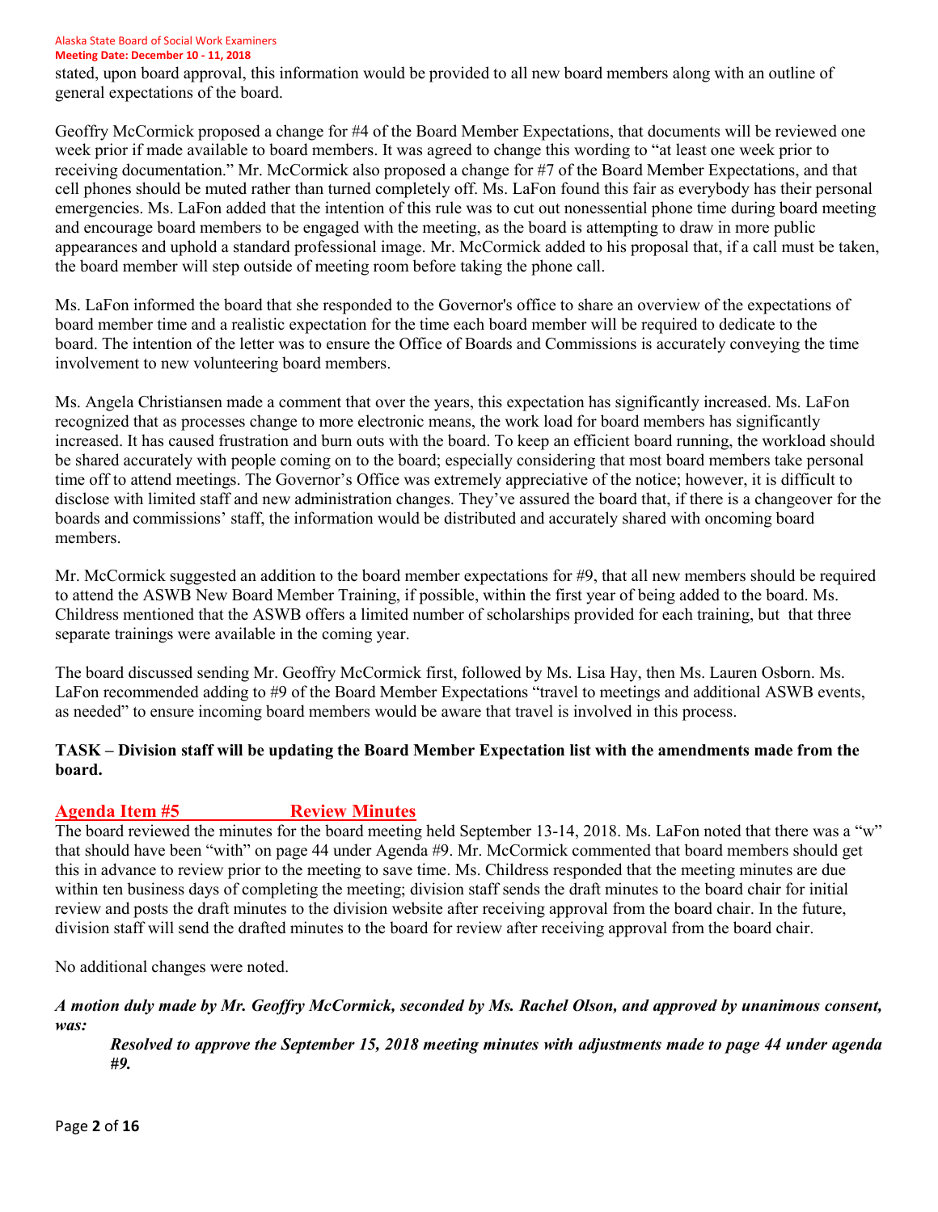stated, upon board approval, this information would be provided to all new board members along with an outline of general expectations of the board.

Geoffry McCormick proposed a change for #4 of the Board Member Expectations, that documents will be reviewed one week prior if made available to board members. It was agreed to change this wording to "at least one week prior to receiving documentation." Mr. McCormick also proposed a change for #7 of the Board Member Expectations, and that cell phones should be muted rather than turned completely off. Ms. LaFon found this fair as everybody has their personal emergencies. Ms. LaFon added that the intention of this rule was to cut out nonessential phone time during board meeting and encourage board members to be engaged with the meeting, as the board is attempting to draw in more public appearances and uphold a standard professional image. Mr. McCormick added to his proposal that, if a call must be taken, the board member will step outside of meeting room before taking the phone call.

Ms. LaFon informed the board that she responded to the Governor's office to share an overview of the expectations of board member time and a realistic expectation for the time each board member will be required to dedicate to the board. The intention of the letter was to ensure the Office of Boards and Commissions is accurately conveying the time involvement to new volunteering board members.

Ms. Angela Christiansen made a comment that over the years, this expectation has significantly increased. Ms. LaFon recognized that as processes change to more electronic means, the work load for board members has significantly increased. It has caused frustration and burn outs with the board. To keep an efficient board running, the workload should be shared accurately with people coming on to the board; especially considering that most board members take personal time off to attend meetings. The Governor's Office was extremely appreciative of the notice; however, it is difficult to disclose with limited staff and new administration changes. They've assured the board that, if there is a changeover for the boards and commissions' staff, the information would be distributed and accurately shared with oncoming board members.

Mr. McCormick suggested an addition to the board member expectations for #9, that all new members should be required to attend the ASWB New Board Member Training, if possible, within the first year of being added to the board. Ms. Childress mentioned that the ASWB offers a limited number of scholarships provided for each training, but that three separate trainings were available in the coming year.

The board discussed sending Mr. Geoffry McCormick first, followed by Ms. Lisa Hay, then Ms. Lauren Osborn. Ms. LaFon recommended adding to #9 of the Board Member Expectations "travel to meetings and additional ASWB events, as needed" to ensure incoming board members would be aware that travel is involved in this process.

**TASK – Division staff will be updating the Board Member Expectation list with the amendments made from the board.**

## Agenda Item #5 Review Minutes

The board reviewed the minutes for the board meeting held September 13-14, 2018. Ms. LaFon noted that there was a "w" that should have been "with" on page 44 under Agenda #9. Mr. McCormick commented that board members should get this in advance to review prior to the meeting to save time. Ms. Childress responded that the meeting minutes are due within ten business days of completing the meeting; division staff sends the draft minutes to the board chair for initial review and posts the draft minutes to the division website after receiving approval from the board chair. In the future, division staff will send the drafted minutes to the board for review after receiving approval from the board chair.

No additional changes were noted.

***A motion duly made by Mr. Geoffry McCormick, seconded by Ms. Rachel Olson, and approved by unanimous consent, was:***

> ***Resolved to approve the September 15, 2018 meeting minutes with adjustments made to page 44 under agenda #9.***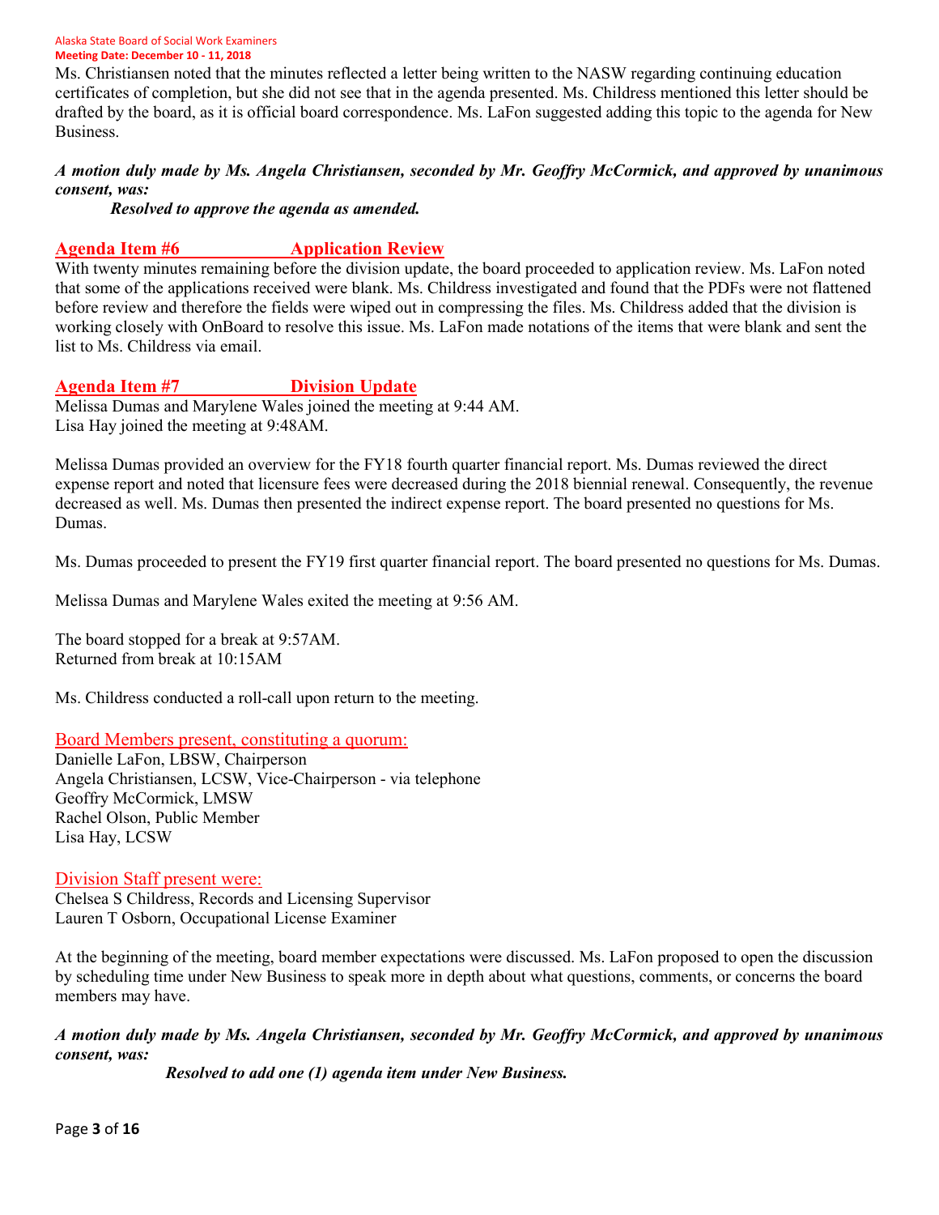Ms. Christiansen noted that the minutes reflected a letter being written to the NASW regarding continuing education certificates of completion, but she did not see that in the agenda presented. Ms. Childress mentioned this letter should be drafted by the board, as it is official board correspondence. Ms. LaFon suggested adding this topic to the agenda for New Business.

***A motion duly made by Ms. Angela Christiansen, seconded by Mr. Geoffry McCormick, and approved by unanimous consent, was:***

> ***Resolved to approve the agenda as amended.***

## Agenda Item #6 Application Review

With twenty minutes remaining before the division update, the board proceeded to application review. Ms. LaFon noted that some of the applications received were blank. Ms. Childress investigated and found that the PDFs were not flattened before review and therefore the fields were wiped out in compressing the files. Ms. Childress added that the division is working closely with OnBoard to resolve this issue. Ms. LaFon made notations of the items that were blank and sent the list to Ms. Childress via email.

## Agenda Item #7 Division Update

Melissa Dumas and Marylene Wales joined the meeting at 9:44 AM.
Lisa Hay joined the meeting at 9:48AM.

Melissa Dumas provided an overview for the FY18 fourth quarter financial report. Ms. Dumas reviewed the direct expense report and noted that licensure fees were decreased during the 2018 biennial renewal. Consequently, the revenue decreased as well. Ms. Dumas then presented the indirect expense report. The board presented no questions for Ms. Dumas.

Ms. Dumas proceeded to present the FY19 first quarter financial report. The board presented no questions for Ms. Dumas.

Melissa Dumas and Marylene Wales exited the meeting at 9:56 AM.

The board stopped for a break at 9:57AM.
Returned from break at 10:15AM

Ms. Childress conducted a roll-call upon return to the meeting.

### Board Members present, constituting a quorum:

Danielle LaFon, LBSW, Chairperson
Angela Christiansen, LCSW, Vice-Chairperson - via telephone
Geoffry McCormick, LMSW
Rachel Olson, Public Member
Lisa Hay, LCSW

### Division Staff present were:

Chelsea S Childress, Records and Licensing Supervisor
Lauren T Osborn, Occupational License Examiner

At the beginning of the meeting, board member expectations were discussed. Ms. LaFon proposed to open the discussion by scheduling time under New Business to speak more in depth about what questions, comments, or concerns the board members may have.

***A motion duly made by Ms. Angela Christiansen, seconded by Mr. Geoffry McCormick, and approved by unanimous consent, was:***

> ***Resolved to add one (1) agenda item under New Business.***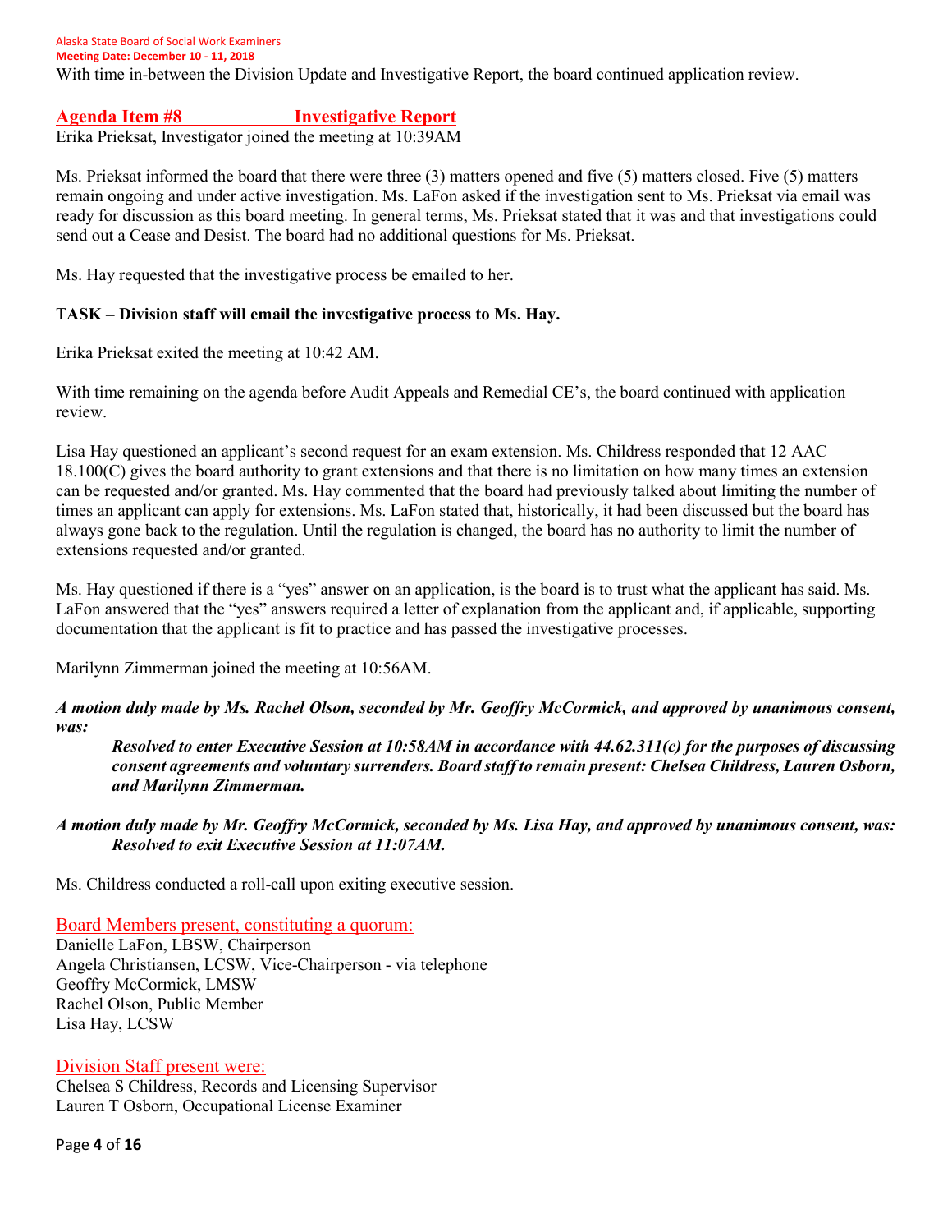With time in-between the Division Update and Investigative Report, the board continued application review.

## Agenda Item #8 Investigative Report

Erika Prieksat, Investigator joined the meeting at 10:39AM

Ms. Prieksat informed the board that there were three (3) matters opened and five (5) matters closed. Five (5) matters remain ongoing and under active investigation. Ms. LaFon asked if the investigation sent to Ms. Prieksat via email was ready for discussion as this board meeting. In general terms, Ms. Prieksat stated that it was and that investigations could send out a Cease and Desist. The board had no additional questions for Ms. Prieksat.

Ms. Hay requested that the investigative process be emailed to her.

**TASK – Division staff will email the investigative process to Ms. Hay.**

Erika Prieksat exited the meeting at 10:42 AM.

With time remaining on the agenda before Audit Appeals and Remedial CE's, the board continued with application review.

Lisa Hay questioned an applicant's second request for an exam extension. Ms. Childress responded that 12 AAC 18.100(C) gives the board authority to grant extensions and that there is no limitation on how many times an extension can be requested and/or granted. Ms. Hay commented that the board had previously talked about limiting the number of times an applicant can apply for extensions. Ms. LaFon stated that, historically, it had been discussed but the board has always gone back to the regulation. Until the regulation is changed, the board has no authority to limit the number of extensions requested and/or granted.

Ms. Hay questioned if there is a "yes" answer on an application, is the board is to trust what the applicant has said. Ms. LaFon answered that the "yes" answers required a letter of explanation from the applicant and, if applicable, supporting documentation that the applicant is fit to practice and has passed the investigative processes.

Marilynn Zimmerman joined the meeting at 10:56AM.

***A motion duly made by Ms. Rachel Olson, seconded by Mr. Geoffry McCormick, and approved by unanimous consent, was:***

> ***Resolved to enter Executive Session at 10:58AM in accordance with 44.62.311(c) for the purposes of discussing consent agreements and voluntary surrenders. Board staff to remain present: Chelsea Childress, Lauren Osborn, and Marilynn Zimmerman.***

***A motion duly made by Mr. Geoffry McCormick, seconded by Ms. Lisa Hay, and approved by unanimous consent, was:***

> ***Resolved to exit Executive Session at 11:07AM.***

Ms. Childress conducted a roll-call upon exiting executive session.

Board Members present, constituting a quorum:

Danielle LaFon, LBSW, Chairperson
Angela Christiansen, LCSW, Vice-Chairperson - via telephone
Geoffry McCormick, LMSW
Rachel Olson, Public Member
Lisa Hay, LCSW

Division Staff present were:

Chelsea S Childress, Records and Licensing Supervisor
Lauren T Osborn, Occupational License Examiner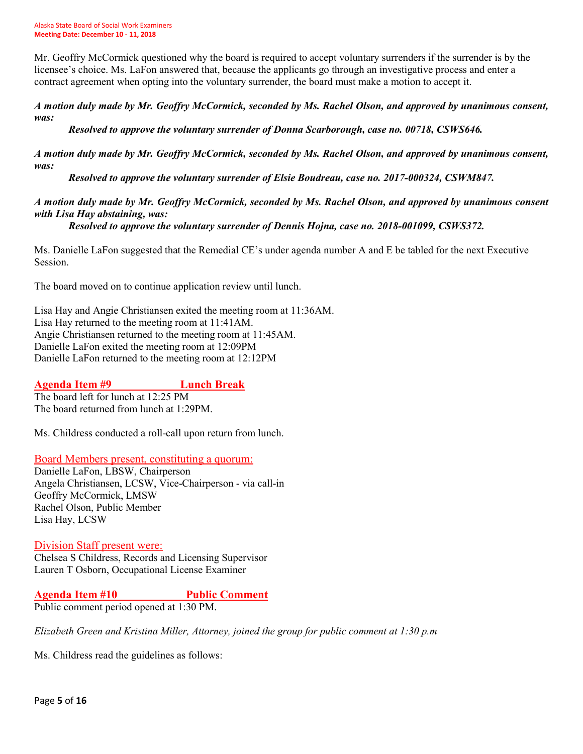Mr. Geoffry McCormick questioned why the board is required to accept voluntary surrenders if the surrender is by the licensee's choice. Ms. LaFon answered that, because the applicants go through an investigative process and enter a contract agreement when opting into the voluntary surrender, the board must make a motion to accept it.

***A motion duly made by Mr. Geoffry McCormick, seconded by Ms. Rachel Olson, and approved by unanimous consent, was:***

***Resolved to approve the voluntary surrender of Donna Scarborough, case no. 00718, CSWS646.***

***A motion duly made by Mr. Geoffry McCormick, seconded by Ms. Rachel Olson, and approved by unanimous consent, was:***

***Resolved to approve the voluntary surrender of Elsie Boudreau, case no. 2017-000324, CSWM847.***

***A motion duly made by Mr. Geoffry McCormick, seconded by Ms. Rachel Olson, and approved by unanimous consent with Lisa Hay abstaining, was:***

***Resolved to approve the voluntary surrender of Dennis Hojna, case no. 2018-001099, CSWS372.***

Ms. Danielle LaFon suggested that the Remedial CE's under agenda number A and E be tabled for the next Executive Session.

The board moved on to continue application review until lunch.

Lisa Hay and Angie Christiansen exited the meeting room at 11:36AM.
Lisa Hay returned to the meeting room at 11:41AM.
Angie Christiansen returned to the meeting room at 11:45AM.
Danielle LaFon exited the meeting room at 12:09PM
Danielle LaFon returned to the meeting room at 12:12PM

## Agenda Item #9 Lunch Break

The board left for lunch at 12:25 PM
The board returned from lunch at 1:29PM.

Ms. Childress conducted a roll-call upon return from lunch.

### Board Members present, constituting a quorum:

Danielle LaFon, LBSW, Chairperson
Angela Christiansen, LCSW, Vice-Chairperson - via call-in
Geoffry McCormick, LMSW
Rachel Olson, Public Member
Lisa Hay, LCSW

### Division Staff present were:

Chelsea S Childress, Records and Licensing Supervisor
Lauren T Osborn, Occupational License Examiner

## Agenda Item #10 Public Comment

Public comment period opened at 1:30 PM.

*Elizabeth Green and Kristina Miller, Attorney, joined the group for public comment at 1:30 p.m*

Ms. Childress read the guidelines as follows: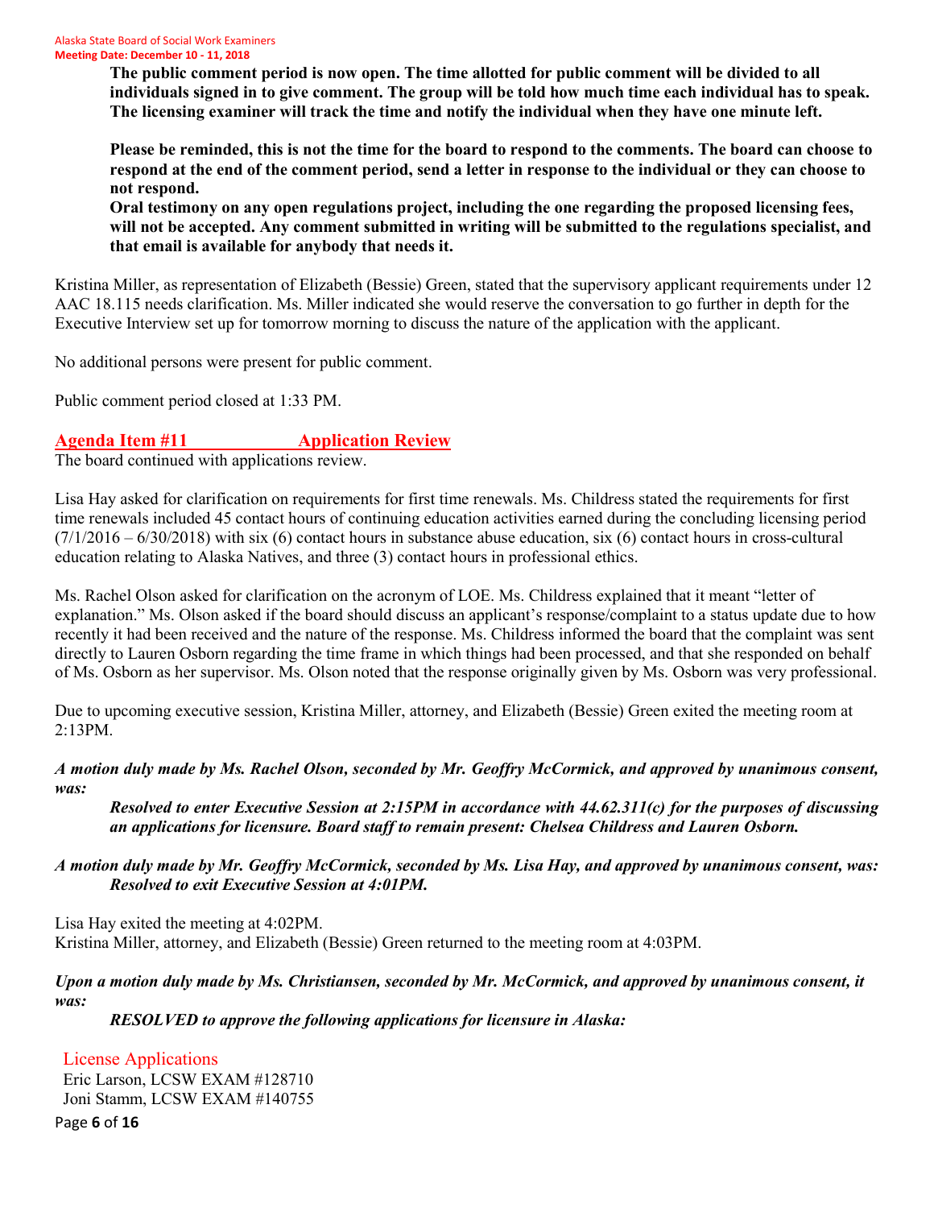**The public comment period is now open. The time allotted for public comment will be divided to all individuals signed in to give comment. The group will be told how much time each individual has to speak. The licensing examiner will track the time and notify the individual when they have one minute left.**

**Please be reminded, this is not the time for the board to respond to the comments. The board can choose to respond at the end of the comment period, send a letter in response to the individual or they can choose to not respond.**
**Oral testimony on any open regulations project, including the one regarding the proposed licensing fees, will not be accepted. Any comment submitted in writing will be submitted to the regulations specialist, and that email is available for anybody that needs it.**

Kristina Miller, as representation of Elizabeth (Bessie) Green, stated that the supervisory applicant requirements under 12 AAC 18.115 needs clarification. Ms. Miller indicated she would reserve the conversation to go further in depth for the Executive Interview set up for tomorrow morning to discuss the nature of the application with the applicant.

No additional persons were present for public comment.

Public comment period closed at 1:33 PM.

## Agenda Item #11 Application Review

The board continued with applications review.

Lisa Hay asked for clarification on requirements for first time renewals. Ms. Childress stated the requirements for first time renewals included 45 contact hours of continuing education activities earned during the concluding licensing period (7/1/2016 – 6/30/2018) with six (6) contact hours in substance abuse education, six (6) contact hours in cross-cultural education relating to Alaska Natives, and three (3) contact hours in professional ethics.

Ms. Rachel Olson asked for clarification on the acronym of LOE. Ms. Childress explained that it meant "letter of explanation." Ms. Olson asked if the board should discuss an applicant's response/complaint to a status update due to how recently it had been received and the nature of the response. Ms. Childress informed the board that the complaint was sent directly to Lauren Osborn regarding the time frame in which things had been processed, and that she responded on behalf of Ms. Osborn as her supervisor. Ms. Olson noted that the response originally given by Ms. Osborn was very professional.

Due to upcoming executive session, Kristina Miller, attorney, and Elizabeth (Bessie) Green exited the meeting room at 2:13PM.

***A motion duly made by Ms. Rachel Olson, seconded by Mr. Geoffry McCormick, and approved by unanimous consent, was:***

***Resolved to enter Executive Session at 2:15PM in accordance with 44.62.311(c) for the purposes of discussing an applications for licensure. Board staff to remain present: Chelsea Childress and Lauren Osborn.***

***A motion duly made by Mr. Geoffry McCormick, seconded by Ms. Lisa Hay, and approved by unanimous consent, was:***
***Resolved to exit Executive Session at 4:01PM.***

Lisa Hay exited the meeting at 4:02PM.
Kristina Miller, attorney, and Elizabeth (Bessie) Green returned to the meeting room at 4:03PM.

***Upon a motion duly made by Ms. Christiansen, seconded by Mr. McCormick, and approved by unanimous consent, it was:***

***RESOLVED to approve the following applications for licensure in Alaska:***

License Applications
Eric Larson, LCSW EXAM #128710
Joni Stamm, LCSW EXAM #140755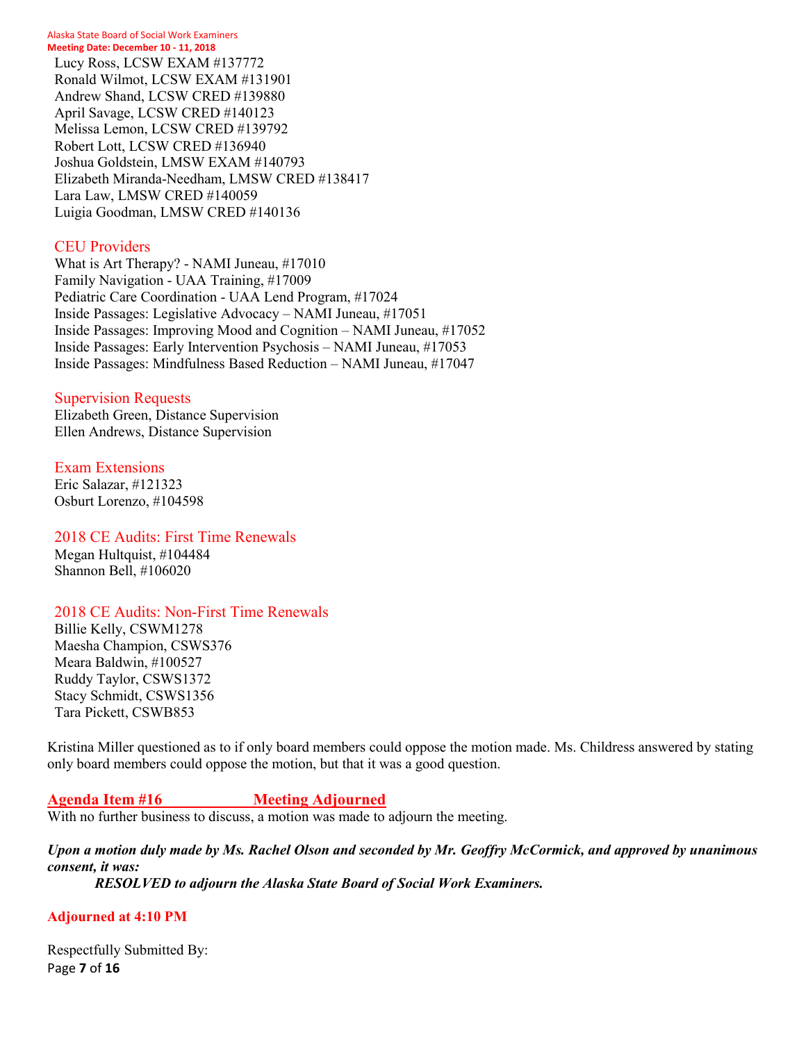Lucy Ross, LCSW EXAM #137772
Ronald Wilmot, LCSW EXAM #131901
Andrew Shand, LCSW CRED #139880
April Savage, LCSW CRED #140123
Melissa Lemon, LCSW CRED #139792
Robert Lott, LCSW CRED #136940
Joshua Goldstein, LMSW EXAM #140793
Elizabeth Miranda-Needham, LMSW CRED #138417
Lara Law, LMSW CRED #140059
Luigia Goodman, LMSW CRED #140136

### CEU Providers

What is Art Therapy? - NAMI Juneau, #17010
Family Navigation - UAA Training, #17009
Pediatric Care Coordination - UAA Lend Program, #17024
Inside Passages: Legislative Advocacy – NAMI Juneau, #17051
Inside Passages: Improving Mood and Cognition – NAMI Juneau, #17052
Inside Passages: Early Intervention Psychosis – NAMI Juneau, #17053
Inside Passages: Mindfulness Based Reduction – NAMI Juneau, #17047

### Supervision Requests

Elizabeth Green, Distance Supervision
Ellen Andrews, Distance Supervision

### Exam Extensions

Eric Salazar, #121323
Osburt Lorenzo, #104598

### 2018 CE Audits: First Time Renewals

Megan Hultquist, #104484
Shannon Bell, #106020

### 2018 CE Audits: Non-First Time Renewals

Billie Kelly, CSWM1278
Maesha Champion, CSWS376
Meara Baldwin, #100527
Ruddy Taylor, CSWS1372
Stacy Schmidt, CSWS1356
Tara Pickett, CSWB853

Kristina Miller questioned as to if only board members could oppose the motion made. Ms. Childress answered by stating only board members could oppose the motion, but that it was a good question.

## Agenda Item #16 Meeting Adjourned

With no further business to discuss, a motion was made to adjourn the meeting.

***Upon a motion duly made by Ms. Rachel Olson and seconded by Mr. Geoffry McCormick, and approved by unanimous consent, it was:***

***RESOLVED to adjourn the Alaska State Board of Social Work Examiners.***

**Adjourned at 4:10 PM**

Respectfully Submitted By: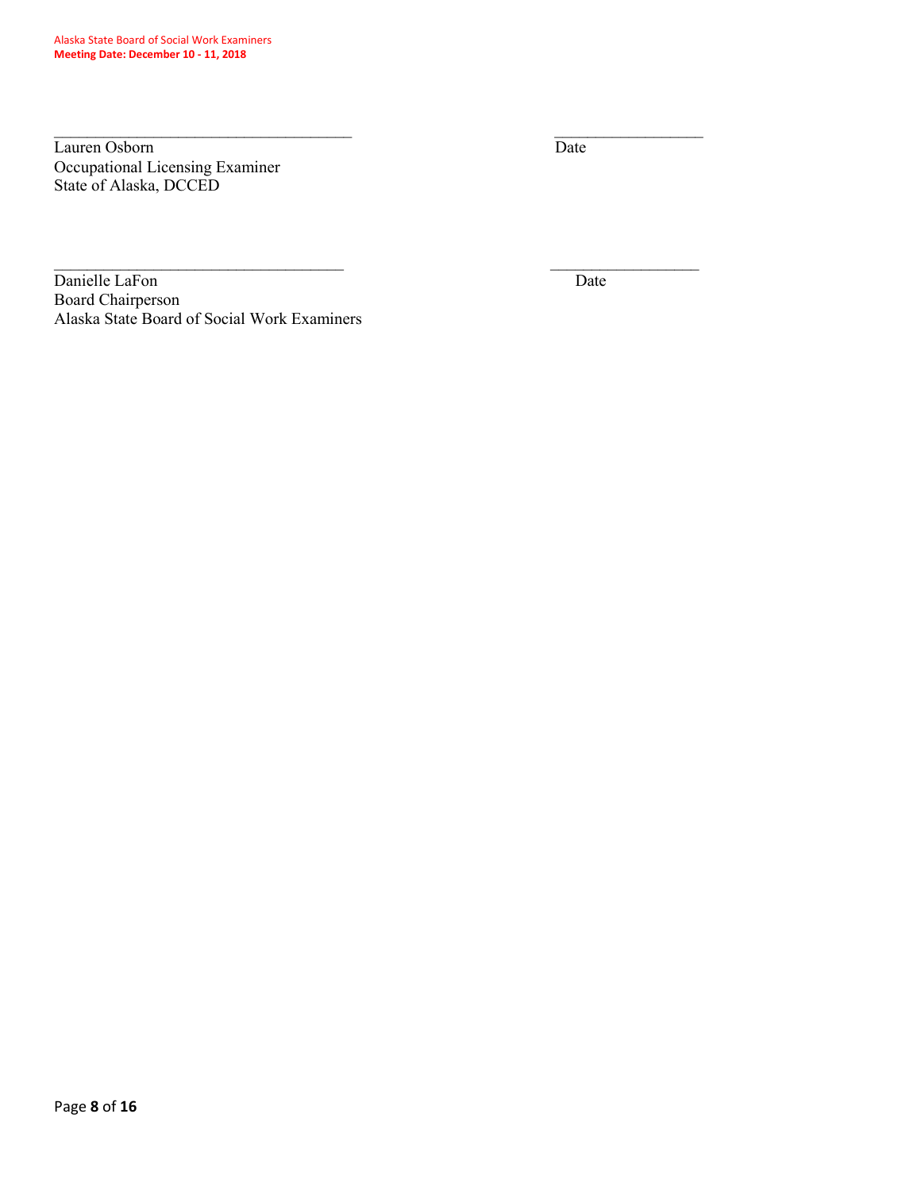\_\_\_\_\_\_\_\_\_\_\_\_\_\_\_\_\_\_\_\_\_\_\_\_\_\_\_\_\_\_\_\_\_\_\_\_ \_\_\_\_\_\_\_\_\_\_\_\_\_\_\_\_\_\_
Lauren Osborn Date
Occupational Licensing Examiner
State of Alaska, DCCED

\_\_\_\_\_\_\_\_\_\_\_\_\_\_\_\_\_\_\_\_\_\_\_\_\_\_\_\_\_\_\_\_\_\_\_\_ \_\_\_\_\_\_\_\_\_\_\_\_\_\_\_\_\_\_
Danielle LaFon Date
Board Chairperson
Alaska State Board of Social Work Examiners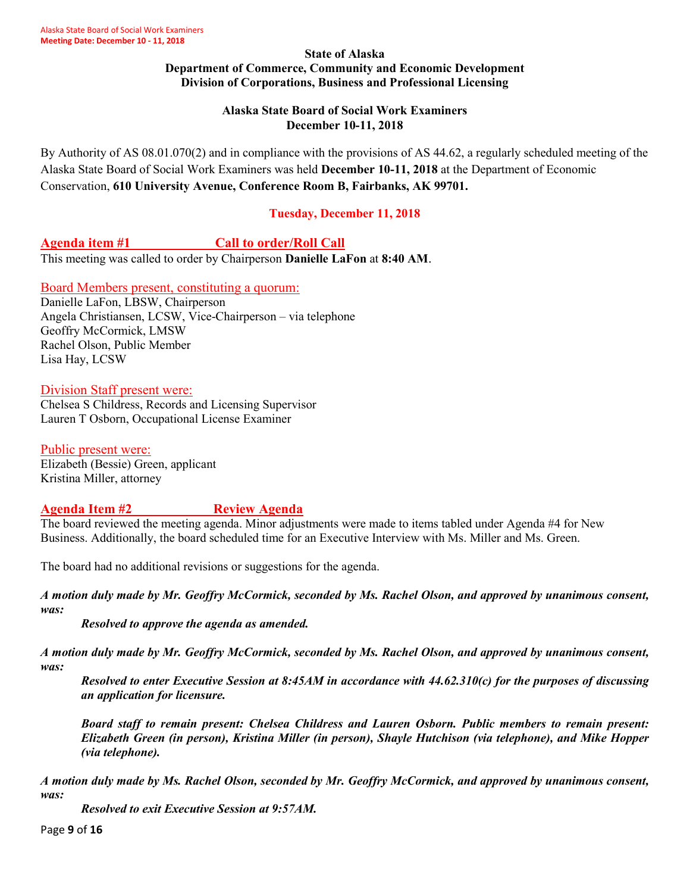**State of Alaska**
**Department of Commerce, Community and Economic Development**
**Division of Corporations, Business and Professional Licensing**

**Alaska State Board of Social Work Examiners**
**December 10-11, 2018**

By Authority of AS 08.01.070(2) and in compliance with the provisions of AS 44.62, a regularly scheduled meeting of the Alaska State Board of Social Work Examiners was held **December 10-11, 2018** at the Department of Economic Conservation, **610 University Avenue, Conference Room B, Fairbanks, AK 99701.**

**Tuesday, December 11, 2018**

## Agenda item #1 Call to order/Roll Call

This meeting was called to order by Chairperson **Danielle LaFon** at **8:40 AM**.

Board Members present, constituting a quorum:

Danielle LaFon, LBSW, Chairperson
Angela Christiansen, LCSW, Vice-Chairperson – via telephone
Geoffry McCormick, LMSW
Rachel Olson, Public Member
Lisa Hay, LCSW

Division Staff present were:

Chelsea S Childress, Records and Licensing Supervisor
Lauren T Osborn, Occupational License Examiner

Public present were:

Elizabeth (Bessie) Green, applicant
Kristina Miller, attorney

## Agenda Item #2 Review Agenda

The board reviewed the meeting agenda. Minor adjustments were made to items tabled under Agenda #4 for New Business. Additionally, the board scheduled time for an Executive Interview with Ms. Miller and Ms. Green.

The board had no additional revisions or suggestions for the agenda.

***A motion duly made by Mr. Geoffry McCormick, seconded by Ms. Rachel Olson, and approved by unanimous consent, was:***

> ***Resolved to approve the agenda as amended.***

***A motion duly made by Mr. Geoffry McCormick, seconded by Ms. Rachel Olson, and approved by unanimous consent, was:***

> ***Resolved to enter Executive Session at 8:45AM in accordance with 44.62.310(c) for the purposes of discussing an application for licensure.***
>
> ***Board staff to remain present: Chelsea Childress and Lauren Osborn. Public members to remain present: Elizabeth Green (in person), Kristina Miller (in person), Shayle Hutchison (via telephone), and Mike Hopper (via telephone).***

***A motion duly made by Ms. Rachel Olson, seconded by Mr. Geoffry McCormick, and approved by unanimous consent, was:***

> ***Resolved to exit Executive Session at 9:57AM.***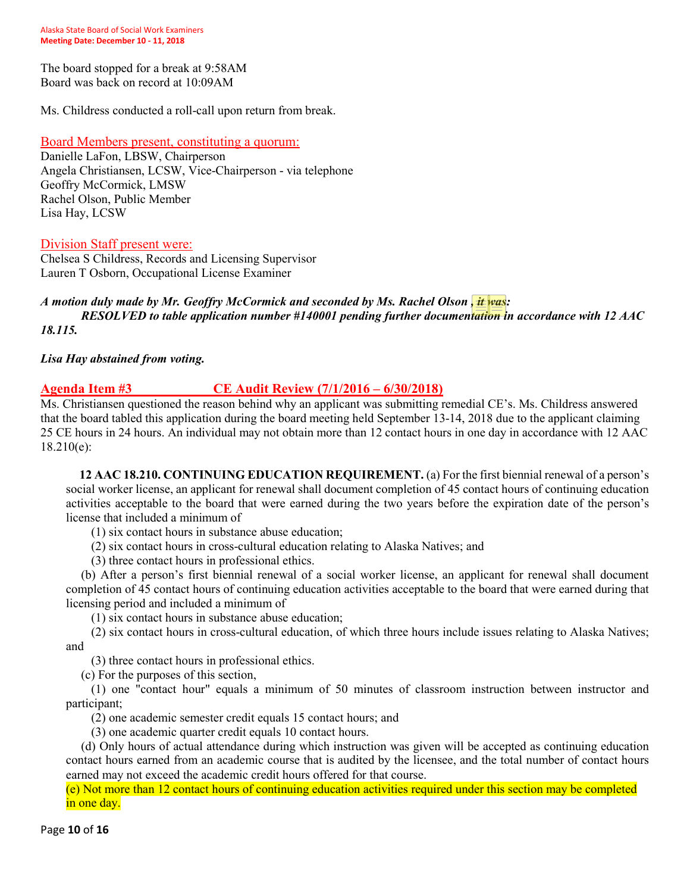The board stopped for a break at 9:58AM
Board was back on record at 10:09AM

Ms. Childress conducted a roll-call upon return from break.

Board Members present, constituting a quorum:
Danielle LaFon, LBSW, Chairperson
Angela Christiansen, LCSW, Vice-Chairperson - via telephone
Geoffry McCormick, LMSW
Rachel Olson, Public Member
Lisa Hay, LCSW

Division Staff present were:
Chelsea S Childress, Records and Licensing Supervisor
Lauren T Osborn, Occupational License Examiner

***A motion duly made by Mr. Geoffry McCormick and seconded by Ms. Rachel Olson , it was:***
***RESOLVED to table application number #140001 pending further documentation in accordance with 12 AAC 18.115.***

***Lisa Hay abstained from voting.***

## Agenda Item #3 CE Audit Review (7/1/2016 – 6/30/2018)

Ms. Christiansen questioned the reason behind why an applicant was submitting remedial CE's. Ms. Childress answered that the board tabled this application during the board meeting held September 13-14, 2018 due to the applicant claiming 25 CE hours in 24 hours. An individual may not obtain more than 12 contact hours in one day in accordance with 12 AAC 18.210(e):

> **12 AAC 18.210. CONTINUING EDUCATION REQUIREMENT.** (a) For the first biennial renewal of a person's social worker license, an applicant for renewal shall document completion of 45 contact hours of continuing education activities acceptable to the board that were earned during the two years before the expiration date of the person's license that included a minimum of
>
> (1) six contact hours in substance abuse education;
>
> (2) six contact hours in cross-cultural education relating to Alaska Natives; and
>
> (3) three contact hours in professional ethics.
>
> (b) After a person's first biennial renewal of a social worker license, an applicant for renewal shall document completion of 45 contact hours of continuing education activities acceptable to the board that were earned during that licensing period and included a minimum of
>
> (1) six contact hours in substance abuse education;
>
> (2) six contact hours in cross-cultural education, of which three hours include issues relating to Alaska Natives; and
>
> (3) three contact hours in professional ethics.
>
> (c) For the purposes of this section,
>
> (1) one "contact hour" equals a minimum of 50 minutes of classroom instruction between instructor and participant;
>
> (2) one academic semester credit equals 15 contact hours; and
>
> (3) one academic quarter credit equals 10 contact hours.
>
> (d) Only hours of actual attendance during which instruction was given will be accepted as continuing education contact hours earned from an academic course that is audited by the licensee, and the total number of contact hours earned may not exceed the academic credit hours offered for that course.
>
> (e) Not more than 12 contact hours of continuing education activities required under this section may be completed in one day.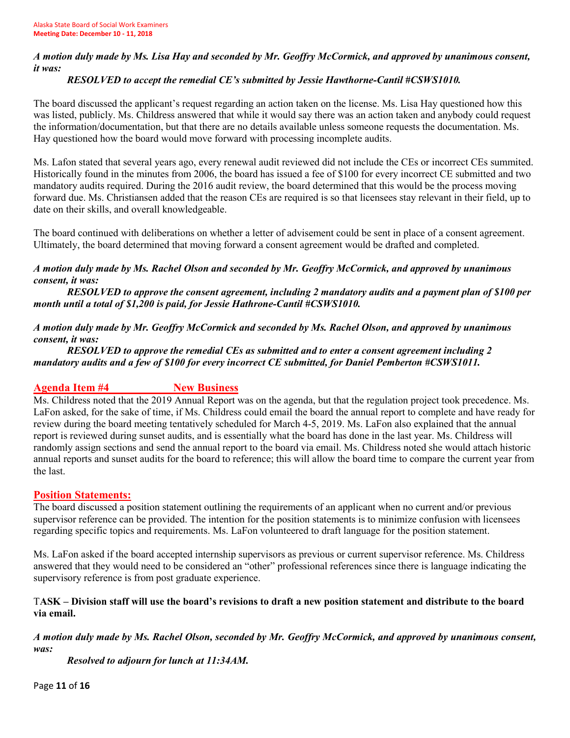***A motion duly made by Ms. Lisa Hay and seconded by Mr. Geoffry McCormick, and approved by unanimous consent, it was:***

***RESOLVED to accept the remedial CE's submitted by Jessie Hawthorne-Cantil #CSWS1010.***

The board discussed the applicant's request regarding an action taken on the license. Ms. Lisa Hay questioned how this was listed, publicly. Ms. Childress answered that while it would say there was an action taken and anybody could request the information/documentation, but that there are no details available unless someone requests the documentation. Ms. Hay questioned how the board would move forward with processing incomplete audits.

Ms. Lafon stated that several years ago, every renewal audit reviewed did not include the CEs or incorrect CEs summited. Historically found in the minutes from 2006, the board has issued a fee of $100 for every incorrect CE submitted and two mandatory audits required. During the 2016 audit review, the board determined that this would be the process moving forward due. Ms. Christiansen added that the reason CEs are required is so that licensees stay relevant in their field, up to date on their skills, and overall knowledgeable.

The board continued with deliberations on whether a letter of advisement could be sent in place of a consent agreement. Ultimately, the board determined that moving forward a consent agreement would be drafted and completed.

***A motion duly made by Ms. Rachel Olson and seconded by Mr. Geoffry McCormick, and approved by unanimous consent, it was:***

***RESOLVED to approve the consent agreement, including 2 mandatory audits and a payment plan of $100 per month until a total of $1,200 is paid, for Jessie Hathrone-Cantil #CSWS1010.***

***A motion duly made by Mr. Geoffry McCormick and seconded by Ms. Rachel Olson, and approved by unanimous consent, it was:***

***RESOLVED to approve the remedial CEs as submitted and to enter a consent agreement including 2 mandatory audits and a few of $100 for every incorrect CE submitted, for Daniel Pemberton #CSWS1011.***

## Agenda Item #4 New Business

Ms. Childress noted that the 2019 Annual Report was on the agenda, but that the regulation project took precedence. Ms. LaFon asked, for the sake of time, if Ms. Childress could email the board the annual report to complete and have ready for review during the board meeting tentatively scheduled for March 4-5, 2019. Ms. LaFon also explained that the annual report is reviewed during sunset audits, and is essentially what the board has done in the last year. Ms. Childress will randomly assign sections and send the annual report to the board via email. Ms. Childress noted she would attach historic annual reports and sunset audits for the board to reference; this will allow the board time to compare the current year from the last.

## Position Statements:

The board discussed a position statement outlining the requirements of an applicant when no current and/or previous supervisor reference can be provided. The intention for the position statements is to minimize confusion with licensees regarding specific topics and requirements. Ms. LaFon volunteered to draft language for the position statement.

Ms. LaFon asked if the board accepted internship supervisors as previous or current supervisor reference. Ms. Childress answered that they would need to be considered an "other" professional references since there is language indicating the supervisory reference is from post graduate experience.

**TASK – Division staff will use the board's revisions to draft a new position statement and distribute to the board via email.**

***A motion duly made by Ms. Rachel Olson, seconded by Mr. Geoffry McCormick, and approved by unanimous consent, was:***

***Resolved to adjourn for lunch at 11:34AM.***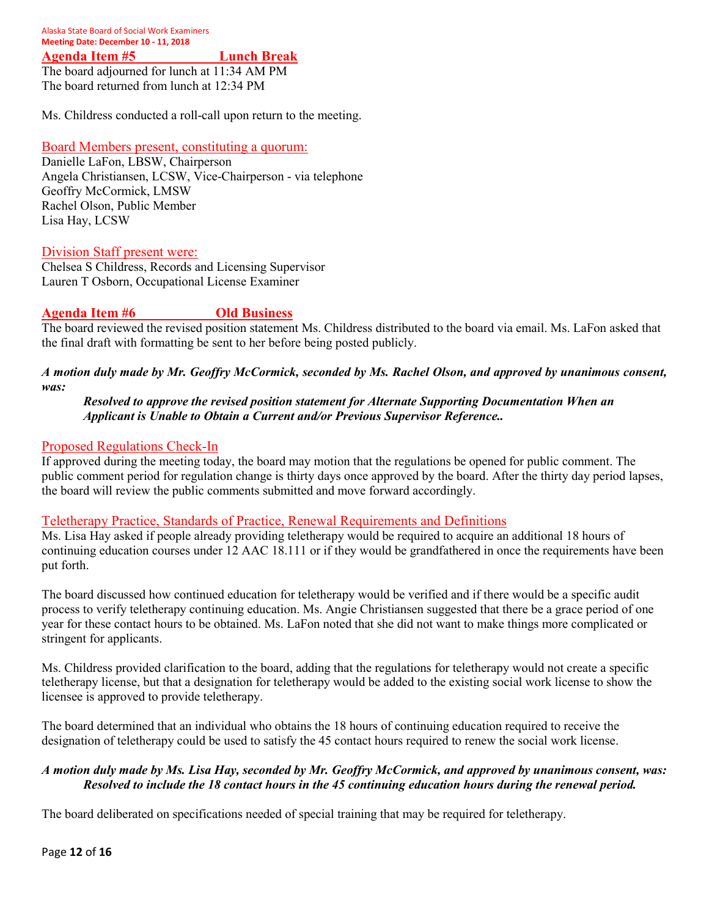## Agenda Item #5 Lunch Break

The board adjourned for lunch at 11:34 AM PM
The board returned from lunch at 12:34 PM

Ms. Childress conducted a roll-call upon return to the meeting.

### Board Members present, constituting a quorum:

Danielle LaFon, LBSW, Chairperson
Angela Christiansen, LCSW, Vice-Chairperson - via telephone
Geoffry McCormick, LMSW
Rachel Olson, Public Member
Lisa Hay, LCSW

### Division Staff present were:

Chelsea S Childress, Records and Licensing Supervisor
Lauren T Osborn, Occupational License Examiner

## Agenda Item #6 Old Business

The board reviewed the revised position statement Ms. Childress distributed to the board via email. Ms. LaFon asked that the final draft with formatting be sent to her before being posted publicly.

***A motion duly made by Mr. Geoffry McCormick, seconded by Ms. Rachel Olson, and approved by unanimous consent, was:***

> ***Resolved to approve the revised position statement for Alternate Supporting Documentation When an Applicant is Unable to Obtain a Current and/or Previous Supervisor Reference..***

### Proposed Regulations Check-In

If approved during the meeting today, the board may motion that the regulations be opened for public comment. The public comment period for regulation change is thirty days once approved by the board. After the thirty day period lapses, the board will review the public comments submitted and move forward accordingly.

### Teletherapy Practice, Standards of Practice, Renewal Requirements and Definitions

Ms. Lisa Hay asked if people already providing teletherapy would be required to acquire an additional 18 hours of continuing education courses under 12 AAC 18.111 or if they would be grandfathered in once the requirements have been put forth.

The board discussed how continued education for teletherapy would be verified and if there would be a specific audit process to verify teletherapy continuing education. Ms. Angie Christiansen suggested that there be a grace period of one year for these contact hours to be obtained. Ms. LaFon noted that she did not want to make things more complicated or stringent for applicants.

Ms. Childress provided clarification to the board, adding that the regulations for teletherapy would not create a specific teletherapy license, but that a designation for teletherapy would be added to the existing social work license to show the licensee is approved to provide teletherapy.

The board determined that an individual who obtains the 18 hours of continuing education required to receive the designation of teletherapy could be used to satisfy the 45 contact hours required to renew the social work license.

***A motion duly made by Ms. Lisa Hay, seconded by Mr. Geoffry McCormick, and approved by unanimous consent, was:***
***Resolved to include the 18 contact hours in the 45 continuing education hours during the renewal period.***

The board deliberated on specifications needed of special training that may be required for teletherapy.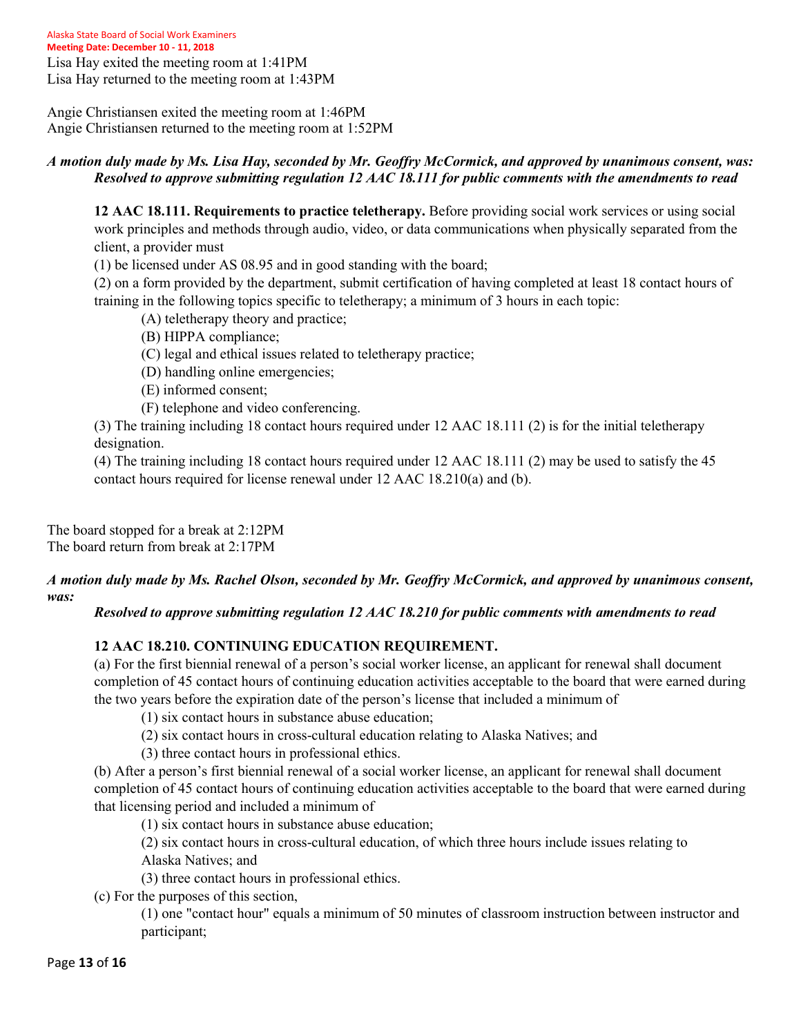Lisa Hay exited the meeting room at 1:41PM
Lisa Hay returned to the meeting room at 1:43PM

Angie Christiansen exited the meeting room at 1:46PM
Angie Christiansen returned to the meeting room at 1:52PM

***A motion duly made by Ms. Lisa Hay, seconded by Mr. Geoffry McCormick, and approved by unanimous consent, was: Resolved to approve submitting regulation 12 AAC 18.111 for public comments with the amendments to read***

**12 AAC 18.111. Requirements to practice teletherapy.** Before providing social work services or using social work principles and methods through audio, video, or data communications when physically separated from the client, a provider must

(1) be licensed under AS 08.95 and in good standing with the board;

(2) on a form provided by the department, submit certification of having completed at least 18 contact hours of training in the following topics specific to teletherapy; a minimum of 3 hours in each topic:

(A) teletherapy theory and practice;

(B) HIPPA compliance;

(C) legal and ethical issues related to teletherapy practice;

(D) handling online emergencies;

(E) informed consent;

(F) telephone and video conferencing.

(3) The training including 18 contact hours required under 12 AAC 18.111 (2) is for the initial teletherapy designation.

(4) The training including 18 contact hours required under 12 AAC 18.111 (2) may be used to satisfy the 45 contact hours required for license renewal under 12 AAC 18.210(a) and (b).

The board stopped for a break at 2:12PM
The board return from break at 2:17PM

***A motion duly made by Ms. Rachel Olson, seconded by Mr. Geoffry McCormick, and approved by unanimous consent, was:***

***Resolved to approve submitting regulation 12 AAC 18.210 for public comments with amendments to read***

**12 AAC 18.210. CONTINUING EDUCATION REQUIREMENT.**

(a) For the first biennial renewal of a person's social worker license, an applicant for renewal shall document completion of 45 contact hours of continuing education activities acceptable to the board that were earned during the two years before the expiration date of the person's license that included a minimum of

(1) six contact hours in substance abuse education;

(2) six contact hours in cross-cultural education relating to Alaska Natives; and

(3) three contact hours in professional ethics.

(b) After a person's first biennial renewal of a social worker license, an applicant for renewal shall document completion of 45 contact hours of continuing education activities acceptable to the board that were earned during that licensing period and included a minimum of

(1) six contact hours in substance abuse education;

(2) six contact hours in cross-cultural education, of which three hours include issues relating to Alaska Natives; and

(3) three contact hours in professional ethics.

(c) For the purposes of this section,

(1) one "contact hour" equals a minimum of 50 minutes of classroom instruction between instructor and participant;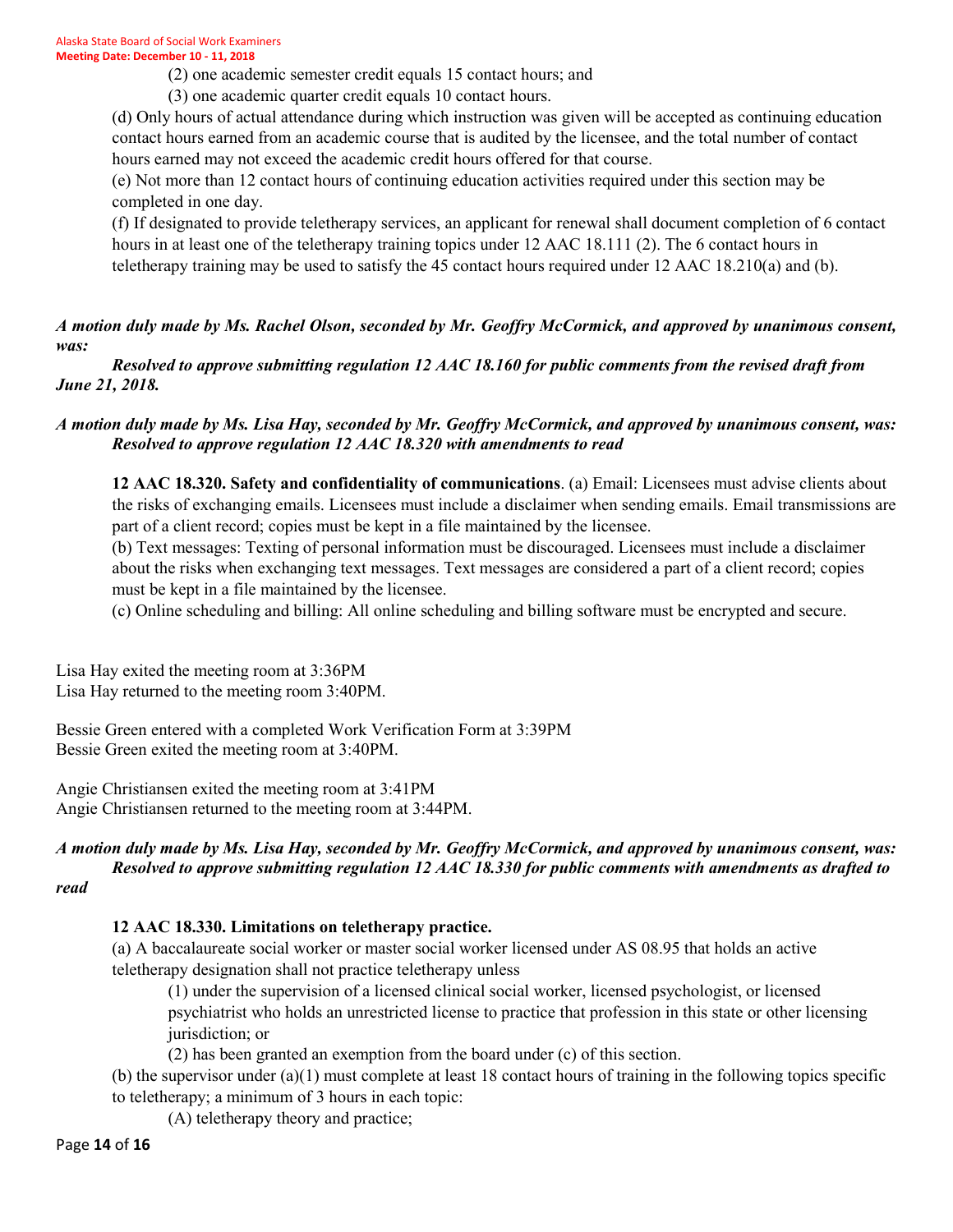(2) one academic semester credit equals 15 contact hours; and

(3) one academic quarter credit equals 10 contact hours.

(d) Only hours of actual attendance during which instruction was given will be accepted as continuing education contact hours earned from an academic course that is audited by the licensee, and the total number of contact hours earned may not exceed the academic credit hours offered for that course.

(e) Not more than 12 contact hours of continuing education activities required under this section may be completed in one day.

(f) If designated to provide teletherapy services, an applicant for renewal shall document completion of 6 contact hours in at least one of the teletherapy training topics under 12 AAC 18.111 (2). The 6 contact hours in teletherapy training may be used to satisfy the 45 contact hours required under 12 AAC 18.210(a) and (b).

***A motion duly made by Ms. Rachel Olson, seconded by Mr. Geoffry McCormick, and approved by unanimous consent, was:***

***Resolved to approve submitting regulation 12 AAC 18.160 for public comments from the revised draft from June 21, 2018.***

***A motion duly made by Ms. Lisa Hay, seconded by Mr. Geoffry McCormick, and approved by unanimous consent, was: Resolved to approve regulation 12 AAC 18.320 with amendments to read***

**12 AAC 18.320. Safety and confidentiality of communications**. (a) Email: Licensees must advise clients about the risks of exchanging emails. Licensees must include a disclaimer when sending emails. Email transmissions are part of a client record; copies must be kept in a file maintained by the licensee.

(b) Text messages: Texting of personal information must be discouraged. Licensees must include a disclaimer about the risks when exchanging text messages. Text messages are considered a part of a client record; copies must be kept in a file maintained by the licensee.

(c) Online scheduling and billing: All online scheduling and billing software must be encrypted and secure.

Lisa Hay exited the meeting room at 3:36PM
Lisa Hay returned to the meeting room 3:40PM.

Bessie Green entered with a completed Work Verification Form at 3:39PM
Bessie Green exited the meeting room at 3:40PM.

Angie Christiansen exited the meeting room at 3:41PM
Angie Christiansen returned to the meeting room at 3:44PM.

***A motion duly made by Ms. Lisa Hay, seconded by Mr. Geoffry McCormick, and approved by unanimous consent, was: Resolved to approve submitting regulation 12 AAC 18.330 for public comments with amendments as drafted to read***

**12 AAC 18.330. Limitations on teletherapy practice.**

(a) A baccalaureate social worker or master social worker licensed under AS 08.95 that holds an active teletherapy designation shall not practice teletherapy unless

(1) under the supervision of a licensed clinical social worker, licensed psychologist, or licensed psychiatrist who holds an unrestricted license to practice that profession in this state or other licensing jurisdiction; or

(2) has been granted an exemption from the board under (c) of this section.

(b) the supervisor under (a)(1) must complete at least 18 contact hours of training in the following topics specific to teletherapy; a minimum of 3 hours in each topic:

(A) teletherapy theory and practice;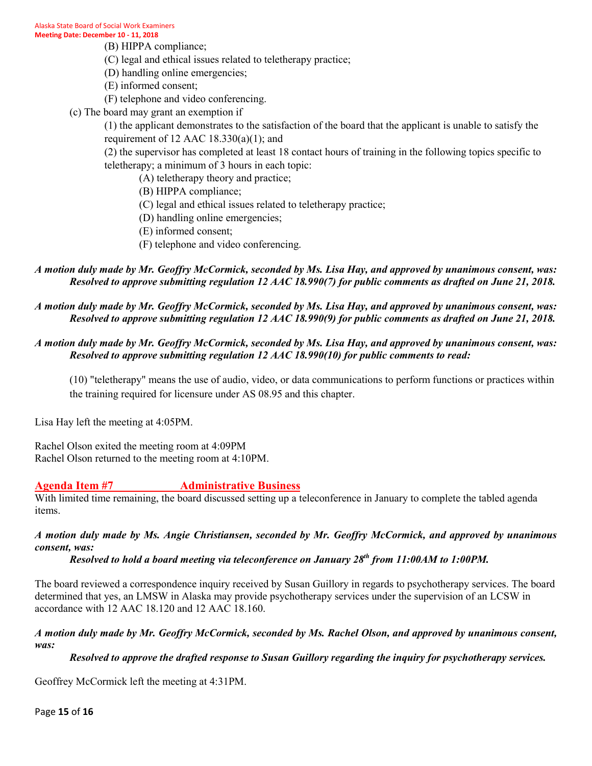(B) HIPPA compliance;
(C) legal and ethical issues related to teletherapy practice;
(D) handling online emergencies;
(E) informed consent;
(F) telephone and video conferencing.

(c) The board may grant an exemption if

(1) the applicant demonstrates to the satisfaction of the board that the applicant is unable to satisfy the requirement of 12 AAC 18.330(a)(1); and

(2) the supervisor has completed at least 18 contact hours of training in the following topics specific to teletherapy; a minimum of 3 hours in each topic:

(A) teletherapy theory and practice;
(B) HIPPA compliance;
(C) legal and ethical issues related to teletherapy practice;
(D) handling online emergencies;
(E) informed consent;
(F) telephone and video conferencing.

***A motion duly made by Mr. Geoffry McCormick, seconded by Ms. Lisa Hay, and approved by unanimous consent, was: Resolved to approve submitting regulation 12 AAC 18.990(7) for public comments as drafted on June 21, 2018.***

***A motion duly made by Mr. Geoffry McCormick, seconded by Ms. Lisa Hay, and approved by unanimous consent, was: Resolved to approve submitting regulation 12 AAC 18.990(9) for public comments as drafted on June 21, 2018.***

***A motion duly made by Mr. Geoffry McCormick, seconded by Ms. Lisa Hay, and approved by unanimous consent, was: Resolved to approve submitting regulation 12 AAC 18.990(10) for public comments to read:***

(10) "teletherapy" means the use of audio, video, or data communications to perform functions or practices within the training required for licensure under AS 08.95 and this chapter.

Lisa Hay left the meeting at 4:05PM.

Rachel Olson exited the meeting room at 4:09PM
Rachel Olson returned to the meeting room at 4:10PM.

## Agenda Item #7 Administrative Business

With limited time remaining, the board discussed setting up a teleconference in January to complete the tabled agenda items.

***A motion duly made by Ms. Angie Christiansen, seconded by Mr. Geoffry McCormick, and approved by unanimous consent, was:***

***Resolved to hold a board meeting via teleconference on January 28th from 11:00AM to 1:00PM.***

The board reviewed a correspondence inquiry received by Susan Guillory in regards to psychotherapy services. The board determined that yes, an LMSW in Alaska may provide psychotherapy services under the supervision of an LCSW in accordance with 12 AAC 18.120 and 12 AAC 18.160.

***A motion duly made by Mr. Geoffry McCormick, seconded by Ms. Rachel Olson, and approved by unanimous consent, was:***

***Resolved to approve the drafted response to Susan Guillory regarding the inquiry for psychotherapy services.***

Geoffrey McCormick left the meeting at 4:31PM.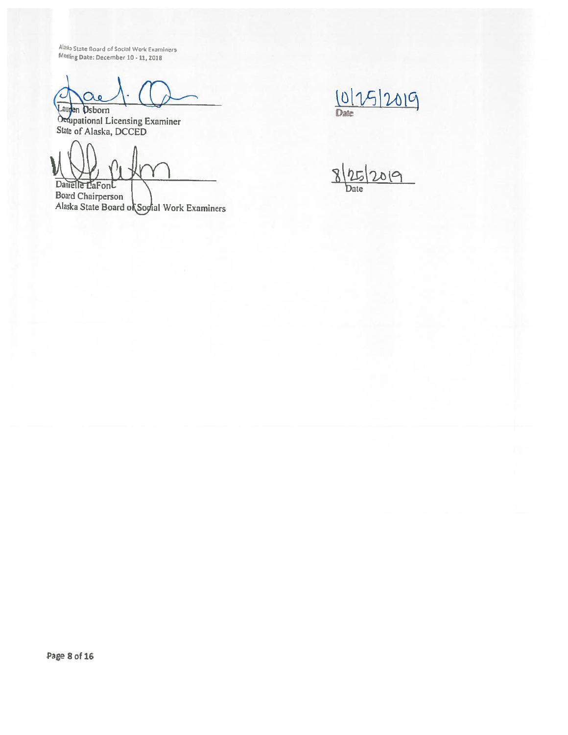Alaska State Board of Social Work Examiners
Meeting Date: December 10 - 11, 2018

Lauren Osborn
Occupational Licensing Examiner
State of Alaska, DCCED

10/15/2019
Date

Danielle LaFond
Board Chairperson
Alaska State Board of Social Work Examiners

8/25/2019
Date